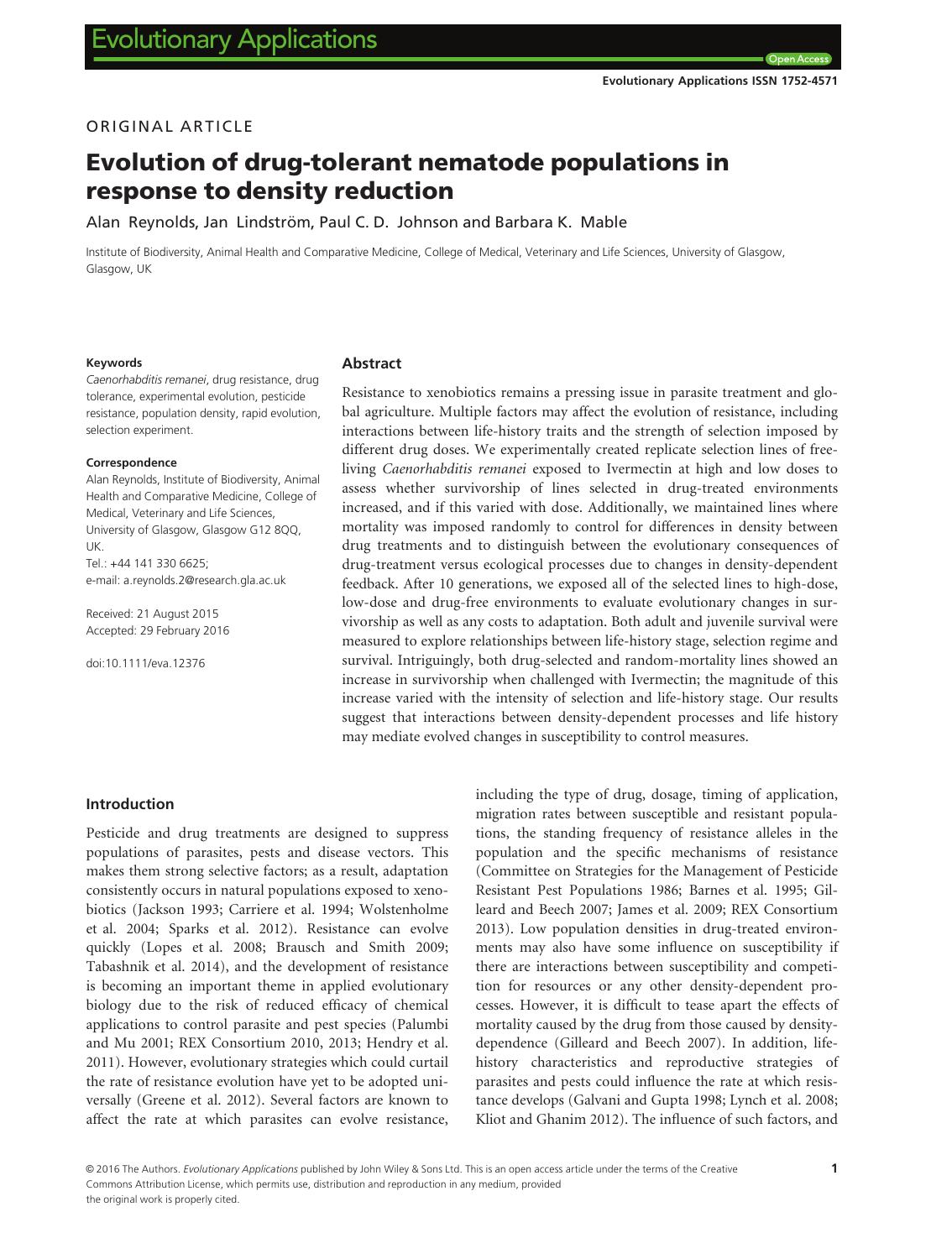ORIGINAL ARTICLE

# Evolution of drug-tolerant nematode populations in response to density reduction

Alan Reynolds, Jan Lindström, Paul C. D. Johnson and Barbara K. Mable

Institute of Biodiversity, Animal Health and Comparative Medicine, College of Medical, Veterinary and Life Sciences, University of Glasgow, Glasgow, UK

**Keywords**

*Caenorhabditis remanei*, drug resistance, drug tolerance, experimental evolution, pesticide resistance, population density, rapid evolution, selection experiment.

**Correspondence**

Alan Reynolds, Institute of Biodiversity, Animal Health and Comparative Medicine, College of Medical, Veterinary and Life Sciences, University of Glasgow, Glasgow G12 8QQ, UK.
Tel.: +44 141 330 6625;
e-mail: a.reynolds.2@research.gla.ac.uk

Received: 21 August 2015
Accepted: 29 February 2016

doi:10.1111/eva.12376

## Abstract

Resistance to xenobiotics remains a pressing issue in parasite treatment and global agriculture. Multiple factors may affect the evolution of resistance, including interactions between life-history traits and the strength of selection imposed by different drug doses. We experimentally created replicate selection lines of free-living *Caenorhabditis remanei* exposed to Ivermectin at high and low doses to assess whether survivorship of lines selected in drug-treated environments increased, and if this varied with dose. Additionally, we maintained lines where mortality was imposed randomly to control for differences in density between drug treatments and to distinguish between the evolutionary consequences of drug-treatment versus ecological processes due to changes in density-dependent feedback. After 10 generations, we exposed all of the selected lines to high-dose, low-dose and drug-free environments to evaluate evolutionary changes in survivorship as well as any costs to adaptation. Both adult and juvenile survival were measured to explore relationships between life-history stage, selection regime and survival. Intriguingly, both drug-selected and random-mortality lines showed an increase in survivorship when challenged with Ivermectin; the magnitude of this increase varied with the intensity of selection and life-history stage. Our results suggest that interactions between density-dependent processes and life history may mediate evolved changes in susceptibility to control measures.

## Introduction

Pesticide and drug treatments are designed to suppress populations of parasites, pests and disease vectors. This makes them strong selective factors; as a result, adaptation consistently occurs in natural populations exposed to xenobiotics (Jackson 1993; Carriere et al. 1994; Wolstenholme et al. 2004; Sparks et al. 2012). Resistance can evolve quickly (Lopes et al. 2008; Brausch and Smith 2009; Tabashnik et al. 2014), and the development of resistance is becoming an important theme in applied evolutionary biology due to the risk of reduced efficacy of chemical applications to control parasite and pest species (Palumbi and Mu 2001; REX Consortium 2010, 2013; Hendry et al. 2011). However, evolutionary strategies which could curtail the rate of resistance evolution have yet to be adopted universally (Greene et al. 2012). Several factors are known to affect the rate at which parasites can evolve resistance, including the type of drug, dosage, timing of application, migration rates between susceptible and resistant populations, the standing frequency of resistance alleles in the population and the specific mechanisms of resistance (Committee on Strategies for the Management of Pesticide Resistant Pest Populations 1986; Barnes et al. 1995; Gilleard and Beech 2007; James et al. 2009; REX Consortium 2013). Low population densities in drug-treated environments may also have some influence on susceptibility if there are interactions between susceptibility and competition for resources or any other density-dependent processes. However, it is difficult to tease apart the effects of mortality caused by the drug from those caused by density-dependence (Gilleard and Beech 2007). In addition, life-history characteristics and reproductive strategies of parasites and pests could influence the rate at which resistance develops (Galvani and Gupta 1998; Lynch et al. 2008; Kliot and Ghanim 2012). The influence of such factors, and

© 2016 The Authors. *Evolutionary Applications* published by John Wiley & Sons Ltd. This is an open access article under the terms of the Creative Commons Attribution License, which permits use, distribution and reproduction in any medium, provided the original work is properly cited.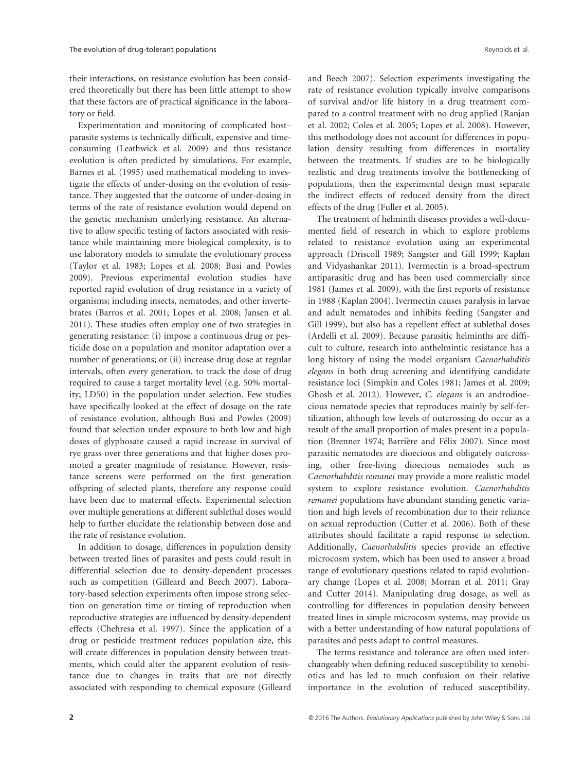their interactions, on resistance evolution has been considered theoretically but there has been little attempt to show that these factors are of practical significance in the laboratory or field.

Experimentation and monitoring of complicated host–parasite systems is technically difficult, expensive and time-consuming (Leathwick et al. 2009) and thus resistance evolution is often predicted by simulations. For example, Barnes et al. (1995) used mathematical modeling to investigate the effects of under-dosing on the evolution of resistance. They suggested that the outcome of under-dosing in terms of the rate of resistance evolution would depend on the genetic mechanism underlying resistance. An alternative to allow specific testing of factors associated with resistance while maintaining more biological complexity, is to use laboratory models to simulate the evolutionary process (Taylor et al. 1983; Lopes et al. 2008; Busi and Powles 2009). Previous experimental evolution studies have reported rapid evolution of drug resistance in a variety of organisms; including insects, nematodes, and other invertebrates (Barros et al. 2001; Lopes et al. 2008; Jansen et al. 2011). These studies often employ one of two strategies in generating resistance: (i) impose a continuous drug or pesticide dose on a population and monitor adaptation over a number of generations; or (ii) increase drug dose at regular intervals, often every generation, to track the dose of drug required to cause a target mortality level (e.g. 50% mortality; LD50) in the population under selection. Few studies have specifically looked at the effect of dosage on the rate of resistance evolution, although Busi and Powles (2009) found that selection under exposure to both low and high doses of glyphosate caused a rapid increase in survival of rye grass over three generations and that higher doses promoted a greater magnitude of resistance. However, resistance screens were performed on the first generation offspring of selected plants, therefore any response could have been due to maternal effects. Experimental selection over multiple generations at different sublethal doses would help to further elucidate the relationship between dose and the rate of resistance evolution.

In addition to dosage, differences in population density between treated lines of parasites and pests could result in differential selection due to density-dependent processes such as competition (Gilleard and Beech 2007). Laboratory-based selection experiments often impose strong selection on generation time or timing of reproduction when reproductive strategies are influenced by density-dependent effects (Chehresa et al. 1997). Since the application of a drug or pesticide treatment reduces population size, this will create differences in population density between treatments, which could alter the apparent evolution of resistance due to changes in traits that are not directly associated with responding to chemical exposure (Gilleard and Beech 2007). Selection experiments investigating the rate of resistance evolution typically involve comparisons of survival and/or life history in a drug treatment compared to a control treatment with no drug applied (Ranjan et al. 2002; Coles et al. 2005; Lopes et al. 2008). However, this methodology does not account for differences in population density resulting from differences in mortality between the treatments. If studies are to be biologically realistic and drug treatments involve the bottlenecking of populations, then the experimental design must separate the indirect effects of reduced density from the direct effects of the drug (Fuller et al. 2005).

The treatment of helminth diseases provides a well-documented field of research in which to explore problems related to resistance evolution using an experimental approach (Driscoll 1989; Sangster and Gill 1999; Kaplan and Vidyashankar 2011). Ivermectin is a broad-spectrum antiparasitic drug and has been used commercially since 1981 (James et al. 2009), with the first reports of resistance in 1988 (Kaplan 2004). Ivermectin causes paralysis in larvae and adult nematodes and inhibits feeding (Sangster and Gill 1999), but also has a repellent effect at sublethal doses (Ardelli et al. 2009). Because parasitic helminths are difficult to culture, research into anthelmintic resistance has a long history of using the model organism *Caenorhabditis elegans* in both drug screening and identifying candidate resistance loci (Simpkin and Coles 1981; James et al. 2009; Ghosh et al. 2012). However, *C. elegans* is an androdioecious nematode species that reproduces mainly by self-fertilization, although low levels of outcrossing do occur as a result of the small proportion of males present in a population (Brenner 1974; Barrière and Félix 2007). Since most parasitic nematodes are dioecious and obligately outcrossing, other free-living dioecious nematodes such as *Caenorhabditis remanei* may provide a more realistic model system to explore resistance evolution. *Caenorhabditis remanei* populations have abundant standing genetic variation and high levels of recombination due to their reliance on sexual reproduction (Cutter et al. 2006). Both of these attributes should facilitate a rapid response to selection. Additionally, *Caenorhabditis* species provide an effective microcosm system, which has been used to answer a broad range of evolutionary questions related to rapid evolutionary change (Lopes et al. 2008; Morran et al. 2011; Gray and Cutter 2014). Manipulating drug dosage, as well as controlling for differences in population density between treated lines in simple microcosm systems, may provide us with a better understanding of how natural populations of parasites and pests adapt to control measures.

The terms resistance and tolerance are often used interchangeably when defining reduced susceptibility to xenobiotics and has led to much confusion on their relative importance in the evolution of reduced susceptibility.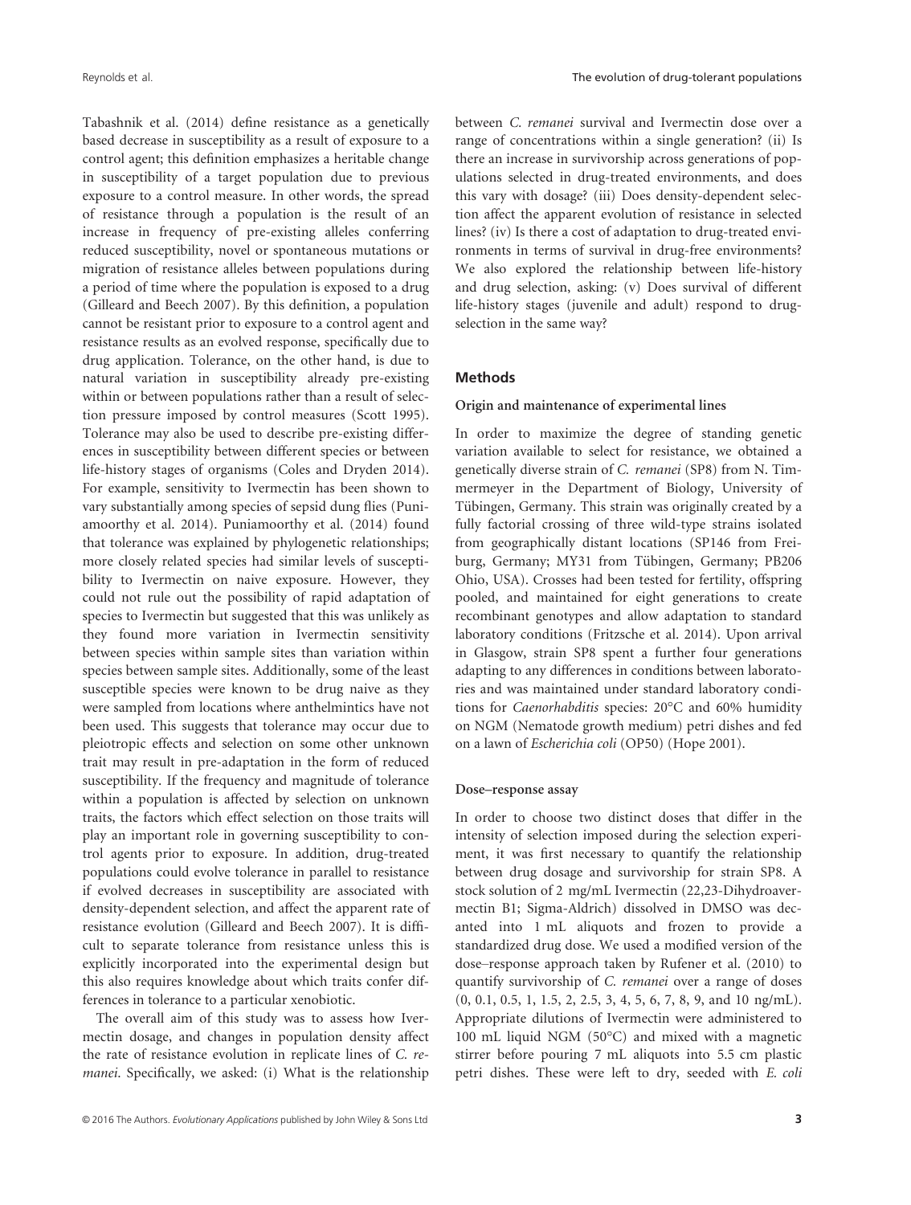Tabashnik et al. (2014) define resistance as a genetically based decrease in susceptibility as a result of exposure to a control agent; this definition emphasizes a heritable change in susceptibility of a target population due to previous exposure to a control measure. In other words, the spread of resistance through a population is the result of an increase in frequency of pre-existing alleles conferring reduced susceptibility, novel or spontaneous mutations or migration of resistance alleles between populations during a period of time where the population is exposed to a drug (Gilleard and Beech 2007). By this definition, a population cannot be resistant prior to exposure to a control agent and resistance results as an evolved response, specifically due to drug application. Tolerance, on the other hand, is due to natural variation in susceptibility already pre-existing within or between populations rather than a result of selection pressure imposed by control measures (Scott 1995). Tolerance may also be used to describe pre-existing differences in susceptibility between different species or between life-history stages of organisms (Coles and Dryden 2014). For example, sensitivity to Ivermectin has been shown to vary substantially among species of sepsid dung flies (Puniamoorthy et al. 2014). Puniamoorthy et al. (2014) found that tolerance was explained by phylogenetic relationships; more closely related species had similar levels of susceptibility to Ivermectin on naive exposure. However, they could not rule out the possibility of rapid adaptation of species to Ivermectin but suggested that this was unlikely as they found more variation in Ivermectin sensitivity between species within sample sites than variation within species between sample sites. Additionally, some of the least susceptible species were known to be drug naive as they were sampled from locations where anthelmintics have not been used. This suggests that tolerance may occur due to pleiotropic effects and selection on some other unknown trait may result in pre-adaptation in the form of reduced susceptibility. If the frequency and magnitude of tolerance within a population is affected by selection on unknown traits, the factors which effect selection on those traits will play an important role in governing susceptibility to control agents prior to exposure. In addition, drug-treated populations could evolve tolerance in parallel to resistance if evolved decreases in susceptibility are associated with density-dependent selection, and affect the apparent rate of resistance evolution (Gilleard and Beech 2007). It is difficult to separate tolerance from resistance unless this is explicitly incorporated into the experimental design but this also requires knowledge about which traits confer differences in tolerance to a particular xenobiotic.

The overall aim of this study was to assess how Ivermectin dosage, and changes in population density affect the rate of resistance evolution in replicate lines of *C. remanei*. Specifically, we asked: (i) What is the relationship between *C. remanei* survival and Ivermectin dose over a range of concentrations within a single generation? (ii) Is there an increase in survivorship across generations of populations selected in drug-treated environments, and does this vary with dosage? (iii) Does density-dependent selection affect the apparent evolution of resistance in selected lines? (iv) Is there a cost of adaptation to drug-treated environments in terms of survival in drug-free environments? We also explored the relationship between life-history and drug selection, asking: (v) Does survival of different life-history stages (juvenile and adult) respond to drug-selection in the same way?

## Methods

### Origin and maintenance of experimental lines

In order to maximize the degree of standing genetic variation available to select for resistance, we obtained a genetically diverse strain of *C. remanei* (SP8) from N. Timmermeyer in the Department of Biology, University of Tübingen, Germany. This strain was originally created by a fully factorial crossing of three wild-type strains isolated from geographically distant locations (SP146 from Freiburg, Germany; MY31 from Tübingen, Germany; PB206 Ohio, USA). Crosses had been tested for fertility, offspring pooled, and maintained for eight generations to create recombinant genotypes and allow adaptation to standard laboratory conditions (Fritzsche et al. 2014). Upon arrival in Glasgow, strain SP8 spent a further four generations adapting to any differences in conditions between laboratories and was maintained under standard laboratory conditions for *Caenorhabditis* species: 20°C and 60% humidity on NGM (Nematode growth medium) petri dishes and fed on a lawn of *Escherichia coli* (OP50) (Hope 2001).

### Dose–response assay

In order to choose two distinct doses that differ in the intensity of selection imposed during the selection experiment, it was first necessary to quantify the relationship between drug dosage and survivorship for strain SP8. A stock solution of 2 mg/mL Ivermectin (22,23-Dihydroavermectin B1; Sigma-Aldrich) dissolved in DMSO was decanted into 1 mL aliquots and frozen to provide a standardized drug dose. We used a modified version of the dose–response approach taken by Rufener et al. (2010) to quantify survivorship of *C. remanei* over a range of doses (0, 0.1, 0.5, 1, 1.5, 2, 2.5, 3, 4, 5, 6, 7, 8, 9, and 10 ng/mL). Appropriate dilutions of Ivermectin were administered to 100 mL liquid NGM (50°C) and mixed with a magnetic stirrer before pouring 7 mL aliquots into 5.5 cm plastic petri dishes. These were left to dry, seeded with *E. coli*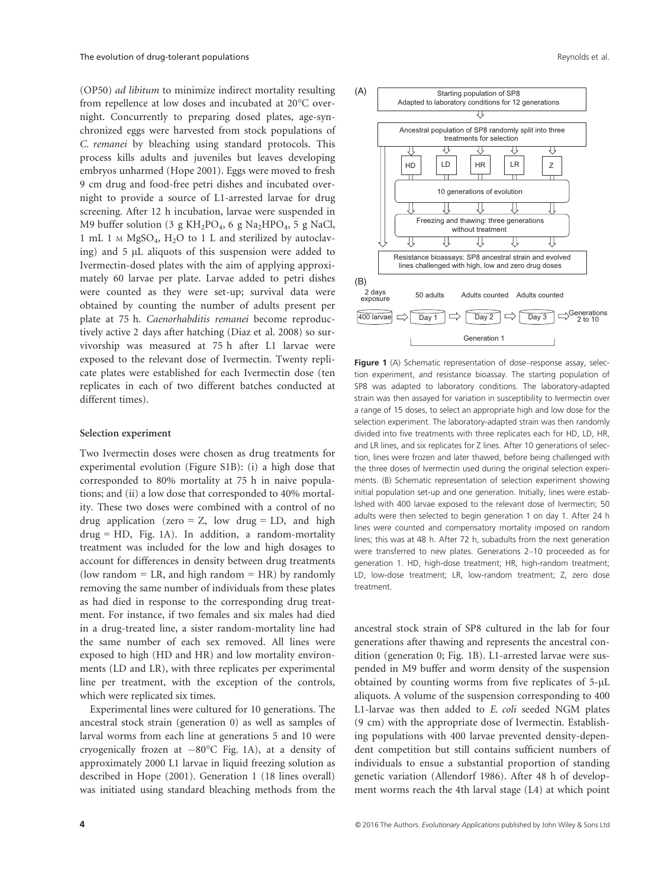(OP50) *ad libitum* to minimize indirect mortality resulting from repellence at low doses and incubated at 20°C overnight. Concurrently to preparing dosed plates, age-synchronized eggs were harvested from stock populations of *C. remanei* by bleaching using standard protocols. This process kills adults and juveniles but leaves developing embryos unharmed (Hope 2001). Eggs were moved to fresh 9 cm drug and food-free petri dishes and incubated overnight to provide a source of L1-arrested larvae for drug screening. After 12 h incubation, larvae were suspended in M9 buffer solution (3 g $KH_2PO_4$, 6 g $Na_2HPO_4$, 5 g NaCl, 1 mL 1 M $MgSO_4$, $H_2O$ to 1 L and sterilized by autoclaving) and 5 μL aliquots of this suspension were added to Ivermectin-dosed plates with the aim of applying approximately 60 larvae per plate. Larvae added to petri dishes were counted as they were set-up; survival data were obtained by counting the number of adults present per plate at 75 h. *Caenorhabditis remanei* become reproductively active 2 days after hatching (Diaz et al. 2008) so survivorship was measured at 75 h after L1 larvae were exposed to the relevant dose of Ivermectin. Twenty replicate plates were established for each Ivermectin dose (ten replicates in each of two different batches conducted at different times).

### Selection experiment

Two Ivermectin doses were chosen as drug treatments for experimental evolution (Figure S1B): (i) a high dose that corresponded to 80% mortality at 75 h in naive populations; and (ii) a low dose that corresponded to 40% mortality. These two doses were combined with a control of no drug application (zero = Z, low drug = LD, and high drug = HD, Fig. 1A). In addition, a random-mortality treatment was included for the low and high dosages to account for differences in density between drug treatments (low random = LR, and high random = HR) by randomly removing the same number of individuals from these plates as had died in response to the corresponding drug treatment. For instance, if two females and six males had died in a drug-treated line, a sister random-mortality line had the same number of each sex removed. All lines were exposed to high (HD and HR) and low mortality environments (LD and LR), with three replicates per experimental line per treatment, with the exception of the controls, which were replicated six times.

Experimental lines were cultured for 10 generations. The ancestral stock strain (generation 0) as well as samples of larval worms from each line at generations 5 and 10 were cryogenically frozen at −80°C Fig. 1A), at a density of approximately 2000 L1 larvae in liquid freezing solution as described in Hope (2001). Generation 1 (18 lines overall) was initiated using standard bleaching methods from the

**Figure 1** (A) Schematic representation of dose–response assay, selection experiment, and resistance bioassay. The starting population of SP8 was adapted to laboratory conditions. The laboratory-adapted strain was then assayed for variation in susceptibility to Ivermectin over a range of 15 doses, to select an appropriate high and low dose for the selection experiment. The laboratory-adapted strain was then randomly divided into five treatments with three replicates each for HD, LD, HR, and LR lines, and six replicates for Z lines. After 10 generations of selection, lines were frozen and later thawed, before being challenged with the three doses of Ivermectin used during the original selection experiments. (B) Schematic representation of selection experiment showing initial population set-up and one generation. Initially, lines were established with 400 larvae exposed to the relevant dose of Ivermectin; 50 adults were then selected to begin generation 1 on day 1. After 24 h lines were counted and compensatory mortality imposed on random lines; this was at 48 h. After 72 h, subadults from the next generation were transferred to new plates. Generations 2–10 proceeded as for generation 1. HD, high-dose treatment; HR, high-random treatment; LD, low-dose treatment; LR, low-random treatment; Z, zero dose treatment.

ancestral stock strain of SP8 cultured in the lab for four generations after thawing and represents the ancestral condition (generation 0; Fig. 1B). L1-arrested larvae were suspended in M9 buffer and worm density of the suspension obtained by counting worms from five replicates of 5-μL aliquots. A volume of the suspension corresponding to 400 L1-larvae was then added to *E. coli* seeded NGM plates (9 cm) with the appropriate dose of Ivermectin. Establishing populations with 400 larvae prevented density-dependent competition but still contains sufficient numbers of individuals to ensue a substantial proportion of standing genetic variation (Allendorf 1986). After 48 h of development worms reach the 4th larval stage (L4) at which point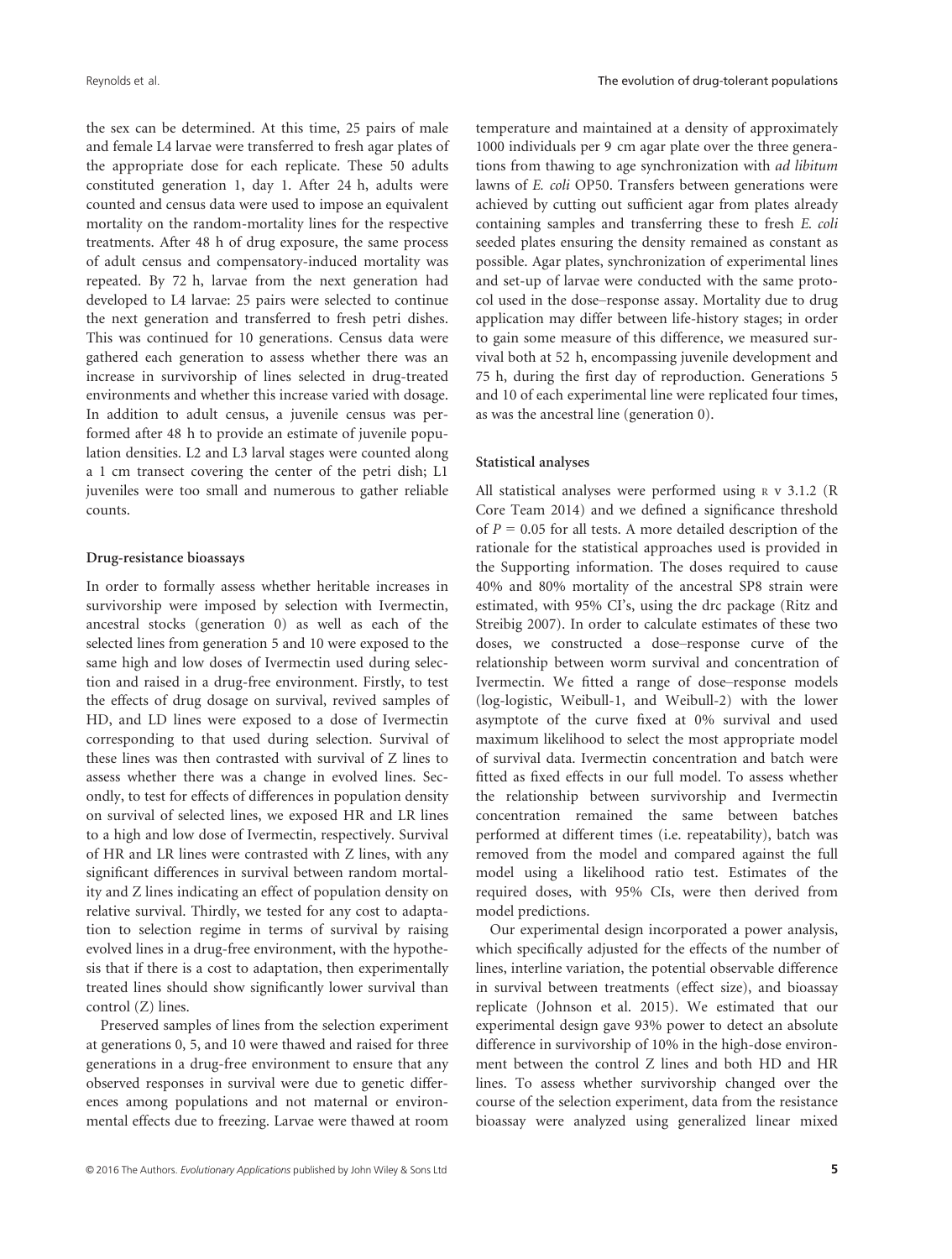the sex can be determined. At this time, 25 pairs of male and female L4 larvae were transferred to fresh agar plates of the appropriate dose for each replicate. These 50 adults constituted generation 1, day 1. After 24 h, adults were counted and census data were used to impose an equivalent mortality on the random-mortality lines for the respective treatments. After 48 h of drug exposure, the same process of adult census and compensatory-induced mortality was repeated. By 72 h, larvae from the next generation had developed to L4 larvae: 25 pairs were selected to continue the next generation and transferred to fresh petri dishes. This was continued for 10 generations. Census data were gathered each generation to assess whether there was an increase in survivorship of lines selected in drug-treated environments and whether this increase varied with dosage. In addition to adult census, a juvenile census was performed after 48 h to provide an estimate of juvenile population densities. L2 and L3 larval stages were counted along a 1 cm transect covering the center of the petri dish; L1 juveniles were too small and numerous to gather reliable counts.

### Drug-resistance bioassays

In order to formally assess whether heritable increases in survivorship were imposed by selection with Ivermectin, ancestral stocks (generation 0) as well as each of the selected lines from generation 5 and 10 were exposed to the same high and low doses of Ivermectin used during selection and raised in a drug-free environment. Firstly, to test the effects of drug dosage on survival, revived samples of HD, and LD lines were exposed to a dose of Ivermectin corresponding to that used during selection. Survival of these lines was then contrasted with survival of Z lines to assess whether there was a change in evolved lines. Secondly, to test for effects of differences in population density on survival of selected lines, we exposed HR and LR lines to a high and low dose of Ivermectin, respectively. Survival of HR and LR lines were contrasted with Z lines, with any significant differences in survival between random mortality and Z lines indicating an effect of population density on relative survival. Thirdly, we tested for any cost to adaptation to selection regime in terms of survival by raising evolved lines in a drug-free environment, with the hypothesis that if there is a cost to adaptation, then experimentally treated lines should show significantly lower survival than control (Z) lines.

Preserved samples of lines from the selection experiment at generations 0, 5, and 10 were thawed and raised for three generations in a drug-free environment to ensure that any observed responses in survival were due to genetic differences among populations and not maternal or environmental effects due to freezing. Larvae were thawed at room temperature and maintained at a density of approximately 1000 individuals per 9 cm agar plate over the three generations from thawing to age synchronization with *ad libitum* lawns of *E. coli* OP50. Transfers between generations were achieved by cutting out sufficient agar from plates already containing samples and transferring these to fresh *E. coli* seeded plates ensuring the density remained as constant as possible. Agar plates, synchronization of experimental lines and set-up of larvae were conducted with the same protocol used in the dose–response assay. Mortality due to drug application may differ between life-history stages; in order to gain some measure of this difference, we measured survival both at 52 h, encompassing juvenile development and 75 h, during the first day of reproduction. Generations 5 and 10 of each experimental line were replicated four times, as was the ancestral line (generation 0).

### Statistical analyses

All statistical analyses were performed using R v 3.1.2 (R Core Team 2014) and we defined a significance threshold of $P = 0.05$ for all tests. A more detailed description of the rationale for the statistical approaches used is provided in the Supporting information. The doses required to cause 40% and 80% mortality of the ancestral SP8 strain were estimated, with 95% CI's, using the drc package (Ritz and Streibig 2007). In order to calculate estimates of these two doses, we constructed a dose–response curve of the relationship between worm survival and concentration of Ivermectin. We fitted a range of dose–response models (log-logistic, Weibull-1, and Weibull-2) with the lower asymptote of the curve fixed at 0% survival and used maximum likelihood to select the most appropriate model of survival data. Ivermectin concentration and batch were fitted as fixed effects in our full model. To assess whether the relationship between survivorship and Ivermectin concentration remained the same between batches performed at different times (i.e. repeatability), batch was removed from the model and compared against the full model using a likelihood ratio test. Estimates of the required doses, with 95% CIs, were then derived from model predictions.

Our experimental design incorporated a power analysis, which specifically adjusted for the effects of the number of lines, interline variation, the potential observable difference in survival between treatments (effect size), and bioassay replicate (Johnson et al. 2015). We estimated that our experimental design gave 93% power to detect an absolute difference in survivorship of 10% in the high-dose environment between the control Z lines and both HD and HR lines. To assess whether survivorship changed over the course of the selection experiment, data from the resistance bioassay were analyzed using generalized linear mixed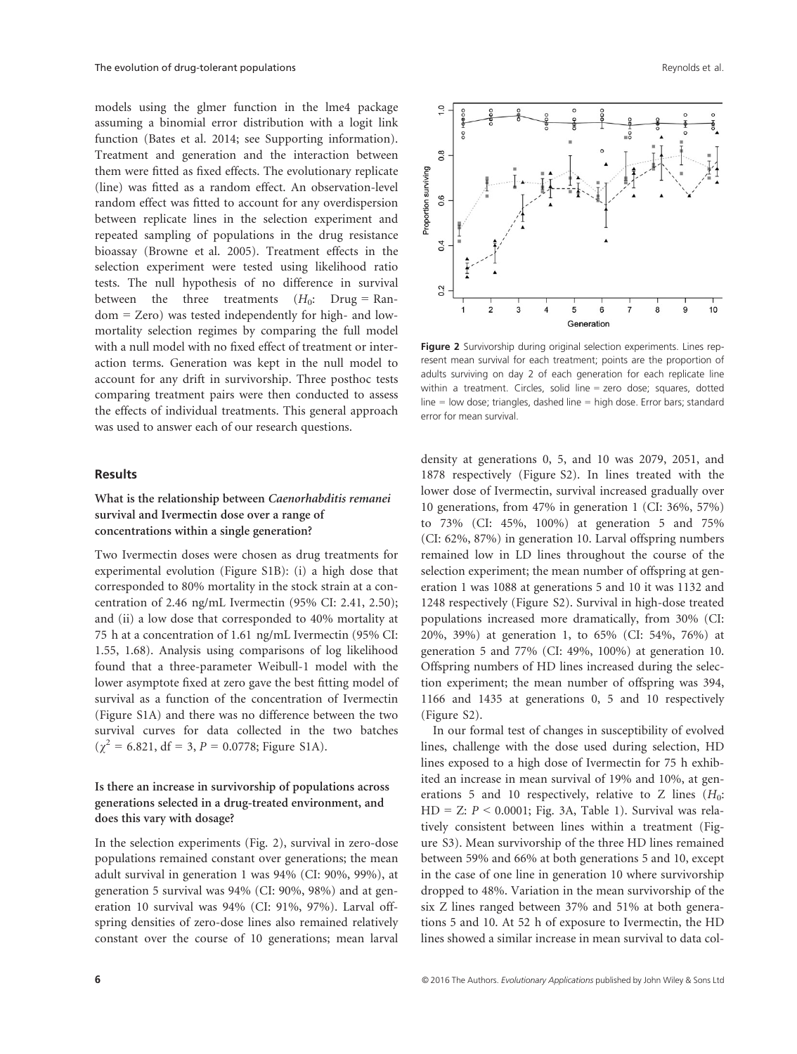models using the glmer function in the lme4 package assuming a binomial error distribution with a logit link function (Bates et al. 2014; see Supporting information). Treatment and generation and the interaction between them were fitted as fixed effects. The evolutionary replicate (line) was fitted as a random effect. An observation-level random effect was fitted to account for any overdispersion between replicate lines in the selection experiment and repeated sampling of populations in the drug resistance bioassay (Browne et al. 2005). Treatment effects in the selection experiment were tested using likelihood ratio tests. The null hypothesis of no difference in survival between the three treatments ($H_0$: Drug = Random = Zero) was tested independently for high- and low-mortality selection regimes by comparing the full model with a null model with no fixed effect of treatment or interaction terms. Generation was kept in the null model to account for any drift in survivorship. Three posthoc tests comparing treatment pairs were then conducted to assess the effects of individual treatments. This general approach was used to answer each of our research questions.

## Results

### What is the relationship between *Caenorhabditis remanei* survival and Ivermectin dose over a range of concentrations within a single generation?

Two Ivermectin doses were chosen as drug treatments for experimental evolution (Figure S1B): (i) a high dose that corresponded to 80% mortality in the stock strain at a concentration of 2.46 ng/mL Ivermectin (95% CI: 2.41, 2.50); and (ii) a low dose that corresponded to 40% mortality at 75 h at a concentration of 1.61 ng/mL Ivermectin (95% CI: 1.55, 1.68). Analysis using comparisons of log likelihood found that a three-parameter Weibull-1 model with the lower asymptote fixed at zero gave the best fitting model of survival as a function of the concentration of Ivermectin (Figure S1A) and there was no difference between the two survival curves for data collected in the two batches ($\chi^2 = 6.821$, df = 3, $P = 0.0778$; Figure S1A).

### Is there an increase in survivorship of populations across generations selected in a drug-treated environment, and does this vary with dosage?

In the selection experiments (Fig. 2), survival in zero-dose populations remained constant over generations; the mean adult survival in generation 1 was 94% (CI: 90%, 99%), at generation 5 survival was 94% (CI: 90%, 98%) and at generation 10 survival was 94% (CI: 91%, 97%). Larval offspring densities of zero-dose lines also remained relatively constant over the course of 10 generations; mean larval

**Figure 2** Survivorship during original selection experiments. Lines represent mean survival for each treatment; points are the proportion of adults surviving on day 2 of each generation for each replicate line within a treatment. Circles, solid line = zero dose; squares, dotted line = low dose; triangles, dashed line = high dose. Error bars; standard error for mean survival.

density at generations 0, 5, and 10 was 2079, 2051, and 1878 respectively (Figure S2). In lines treated with the lower dose of Ivermectin, survival increased gradually over 10 generations, from 47% in generation 1 (CI: 36%, 57%) to 73% (CI: 45%, 100%) at generation 5 and 75% (CI: 62%, 87%) in generation 10. Larval offspring numbers remained low in LD lines throughout the course of the selection experiment; the mean number of offspring at generation 1 was 1088 at generations 5 and 10 it was 1132 and 1248 respectively (Figure S2). Survival in high-dose treated populations increased more dramatically, from 30% (CI: 20%, 39%) at generation 1, to 65% (CI: 54%, 76%) at generation 5 and 77% (CI: 49%, 100%) at generation 10. Offspring numbers of HD lines increased during the selection experiment; the mean number of offspring was 394, 1166 and 1435 at generations 0, 5 and 10 respectively (Figure S2).

In our formal test of changes in susceptibility of evolved lines, challenge with the dose used during selection, HD lines exposed to a high dose of Ivermectin for 75 h exhibited an increase in mean survival of 19% and 10%, at generations 5 and 10 respectively, relative to Z lines ($H_0$: HD = Z: $P < 0.0001$; Fig. 3A, Table 1). Survival was relatively consistent between lines within a treatment (Figure S3). Mean survivorship of the three HD lines remained between 59% and 66% at both generations 5 and 10, except in the case of one line in generation 10 where survivorship dropped to 48%. Variation in the mean survivorship of the six Z lines ranged between 37% and 51% at both generations 5 and 10. At 52 h of exposure to Ivermectin, the HD lines showed a similar increase in mean survival to data col-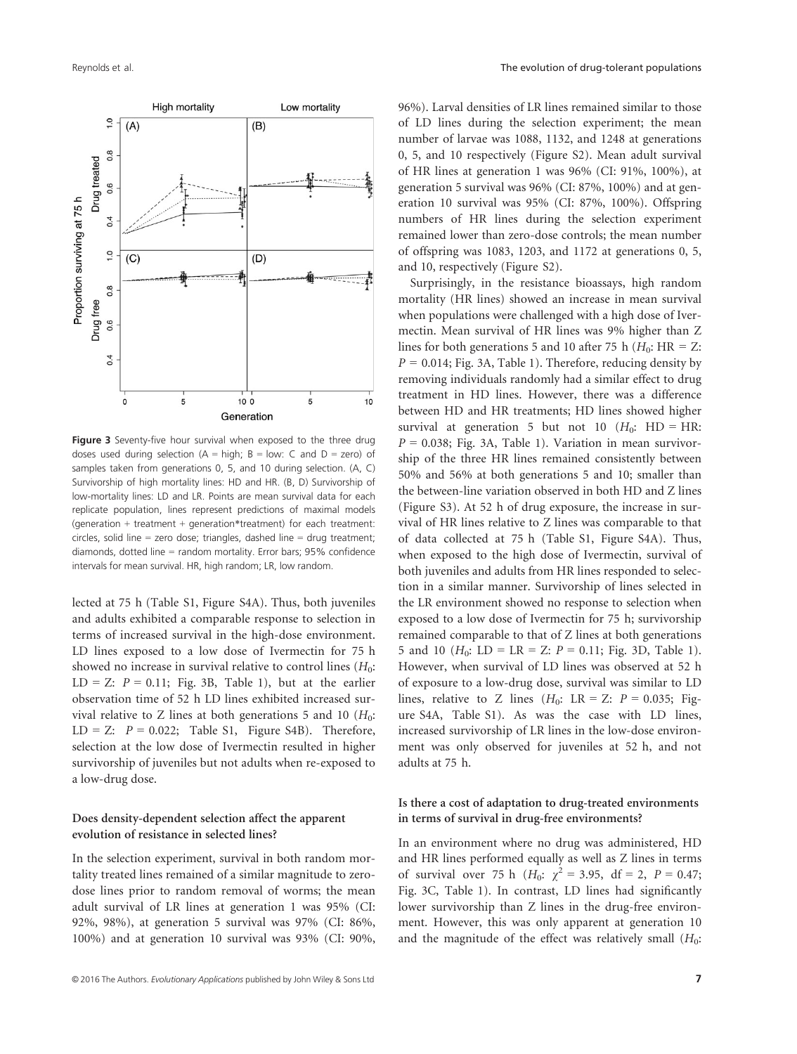Figure 3 Seventy-five hour survival when exposed to the three drug doses used during selection (A = high; B = low: C and D = zero) of samples taken from generations 0, 5, and 10 during selection. (A, C) Survivorship of high mortality lines: HD and HR. (B, D) Survivorship of low-mortality lines: LD and LR. Points are mean survival data for each replicate population, lines represent predictions of maximal models (generation + treatment + generation*treatment) for each treatment: circles, solid line = zero dose; triangles, dashed line = drug treatment; diamonds, dotted line = random mortality. Error bars; 95% confidence intervals for mean survival. HR, high random; LR, low random.

lected at 75 h (Table S1, Figure S4A). Thus, both juveniles and adults exhibited a comparable response to selection in terms of increased survival in the high-dose environment. LD lines exposed to a low dose of Ivermectin for 75 h showed no increase in survival relative to control lines ($H_0$: LD = Z: $P = 0.11$; Fig. 3B, Table 1), but at the earlier observation time of 52 h LD lines exhibited increased survival relative to Z lines at both generations 5 and 10 ($H_0$: LD = Z: $P = 0.022$; Table S1, Figure S4B). Therefore, selection at the low dose of Ivermectin resulted in higher survivorship of juveniles but not adults when re-exposed to a low-drug dose.

### Does density-dependent selection affect the apparent evolution of resistance in selected lines?

In the selection experiment, survival in both random mortality treated lines remained of a similar magnitude to zero-dose lines prior to random removal of worms; the mean adult survival of LR lines at generation 1 was 95% (CI: 92%, 98%), at generation 5 survival was 97% (CI: 86%, 100%) and at generation 10 survival was 93% (CI: 90%, 96%). Larval densities of LR lines remained similar to those of LD lines during the selection experiment; the mean number of larvae was 1088, 1132, and 1248 at generations 0, 5, and 10 respectively (Figure S2). Mean adult survival of HR lines at generation 1 was 96% (CI: 91%, 100%), at generation 5 survival was 96% (CI: 87%, 100%) and at generation 10 survival was 95% (CI: 87%, 100%). Offspring numbers of HR lines during the selection experiment remained lower than zero-dose controls; the mean number of offspring was 1083, 1203, and 1172 at generations 0, 5, and 10, respectively (Figure S2).

Surprisingly, in the resistance bioassays, high random mortality (HR lines) showed an increase in mean survival when populations were challenged with a high dose of Ivermectin. Mean survival of HR lines was 9% higher than Z lines for both generations 5 and 10 after 75 h ($H_0$: HR = Z: $P = 0.014$; Fig. 3A, Table 1). Therefore, reducing density by removing individuals randomly had a similar effect to drug treatment in HD lines. However, there was a difference between HD and HR treatments; HD lines showed higher survival at generation 5 but not 10 ($H_0$: HD = HR: $P = 0.038$; Fig. 3A, Table 1). Variation in mean survivorship of the three HR lines remained consistently between 50% and 56% at both generations 5 and 10; smaller than the between-line variation observed in both HD and Z lines (Figure S3). At 52 h of drug exposure, the increase in survival of HR lines relative to Z lines was comparable to that of data collected at 75 h (Table S1, Figure S4A). Thus, when exposed to the high dose of Ivermectin, survival of both juveniles and adults from HR lines responded to selection in a similar manner. Survivorship of lines selected in the LR environment showed no response to selection when exposed to a low dose of Ivermectin for 75 h; survivorship remained comparable to that of Z lines at both generations 5 and 10 ($H_0$: LD = LR = Z: $P = 0.11$; Fig. 3D, Table 1). However, when survival of LD lines was observed at 52 h of exposure to a low-drug dose, survival was similar to LD lines, relative to Z lines ($H_0$: LR = Z: $P = 0.035$; Figure S4A, Table S1). As was the case with LD lines, increased survivorship of LR lines in the low-dose environment was only observed for juveniles at 52 h, and not adults at 75 h.

### Is there a cost of adaptation to drug-treated environments in terms of survival in drug-free environments?

In an environment where no drug was administered, HD and HR lines performed equally as well as Z lines in terms of survival over 75 h ($H_0$: $\chi^2 = 3.95$, df = 2, $P = 0.47$; Fig. 3C, Table 1). In contrast, LD lines had significantly lower survivorship than Z lines in the drug-free environment. However, this was only apparent at generation 10 and the magnitude of the effect was relatively small ($H_0$: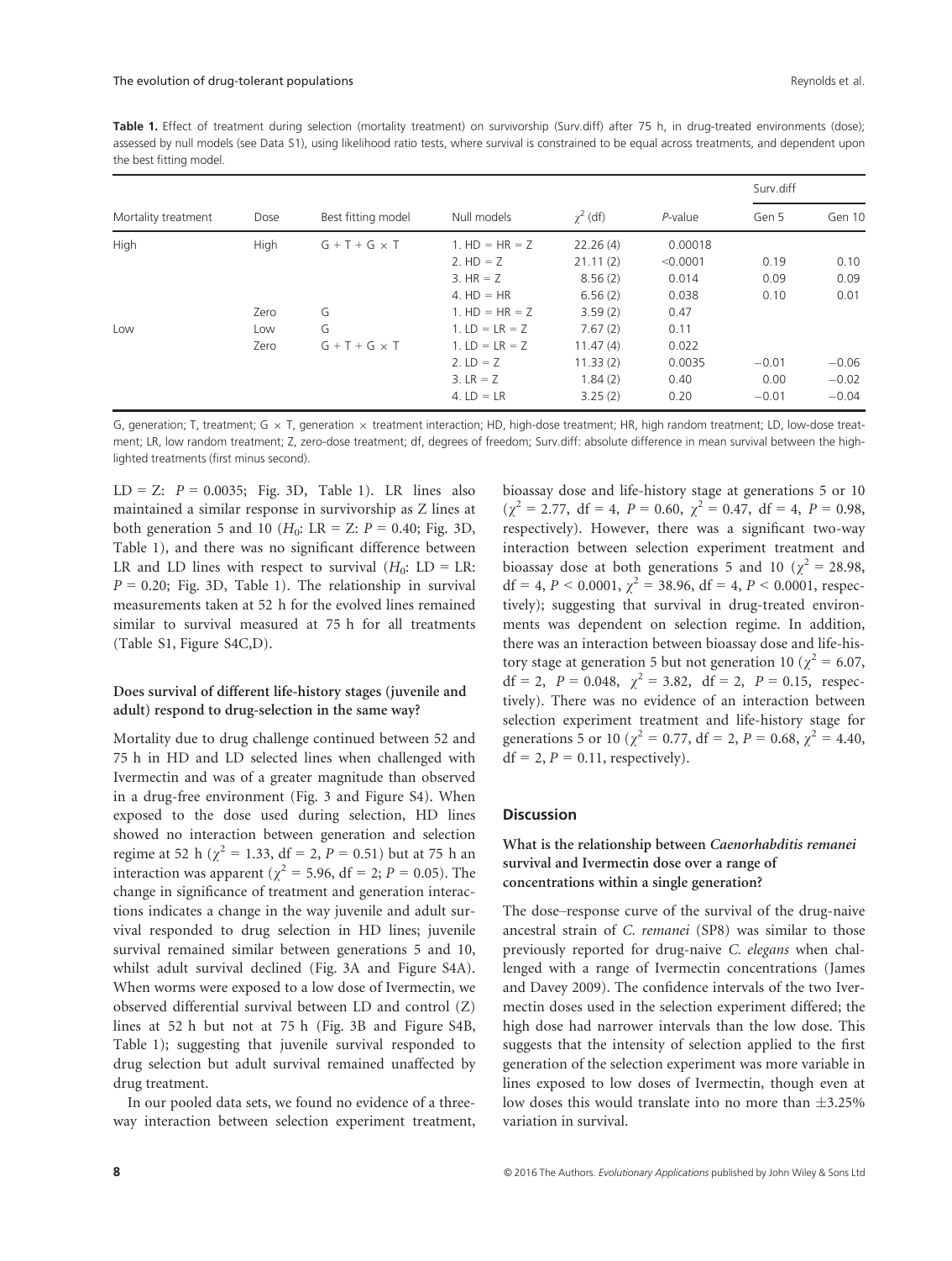**Table 1.** Effect of treatment during selection (mortality treatment) on survivorship (Surv.diff) after 75 h, in drug-treated environments (dose); assessed by null models (see Data S1), using likelihood ratio tests, where survival is constrained to be equal across treatments, and dependent upon the best fitting model.

| Mortality treatment | Dose | Best fitting model | Null models | $\chi^2$ (df) | *P*-value | Surv.diff | |
|---|---|---|---|---|---|---|---|
| | | | | | | Gen 5 | Gen 10 |
| High | High | G + T + G × T | 1. HD = HR = Z | 22.26 (4) | 0.00018 | | |
| | | | 2. HD = Z | 21.11 (2) | <0.0001 | 0.19 | 0.10 |
| | | | 3. HR = Z | 8.56 (2) | 0.014 | 0.09 | 0.09 |
| | | | 4. HD = HR | 6.56 (2) | 0.038 | 0.10 | 0.01 |
| | Zero | G | 1. HD = HR = Z | 3.59 (2) | 0.47 | | |
| Low | Low | G | 1. LD = LR = Z | 7.67 (2) | 0.11 | | |
| | Zero | G + T + G × T | 1. LD = LR = Z | 11.47 (4) | 0.022 | | |
| | | | 2. LD = Z | 11.33 (2) | 0.0035 | −0.01 | −0.06 |
| | | | 3. LR = Z | 1.84 (2) | 0.40 | 0.00 | −0.02 |
| | | | 4. LD = LR | 3.25 (2) | 0.20 | −0.01 | −0.04 |

G, generation; T, treatment; G × T, generation × treatment interaction; HD, high-dose treatment; HR, high random treatment; LD, low-dose treatment; LR, low random treatment; Z, zero-dose treatment; df, degrees of freedom; Surv.diff: absolute difference in mean survival between the highlighted treatments (first minus second).

LD = Z: $P = 0.0035$; Fig. 3D, Table 1). LR lines also maintained a similar response in survivorship as Z lines at both generation 5 and 10 ($H_0$: LR = Z: $P = 0.40$; Fig. 3D, Table 1), and there was no significant difference between LR and LD lines with respect to survival ($H_0$: LD = LR: $P = 0.20$; Fig. 3D, Table 1). The relationship in survival measurements taken at 52 h for the evolved lines remained similar to survival measured at 75 h for all treatments (Table S1, Figure S4C,D).

### Does survival of different life-history stages (juvenile and adult) respond to drug-selection in the same way?

Mortality due to drug challenge continued between 52 and 75 h in HD and LD selected lines when challenged with Ivermectin and was of a greater magnitude than observed in a drug-free environment (Fig. 3 and Figure S4). When exposed to the dose used during selection, HD lines showed no interaction between generation and selection regime at 52 h ($\chi^2 = 1.33$, df = 2, $P = 0.51$) but at 75 h an interaction was apparent ($\chi^2 = 5.96$, df = 2; $P = 0.05$). The change in significance of treatment and generation interactions indicates a change in the way juvenile and adult survival responded to drug selection in HD lines; juvenile survival remained similar between generations 5 and 10, whilst adult survival declined (Fig. 3A and Figure S4A). When worms were exposed to a low dose of Ivermectin, we observed differential survival between LD and control (Z) lines at 52 h but not at 75 h (Fig. 3B and Figure S4B, Table 1); suggesting that juvenile survival responded to drug selection but adult survival remained unaffected by drug treatment.

In our pooled data sets, we found no evidence of a three-way interaction between selection experiment treatment, bioassay dose and life-history stage at generations 5 or 10 ($\chi^2 = 2.77$, df = 4, $P = 0.60$, $\chi^2 = 0.47$, df = 4, $P = 0.98$, respectively). However, there was a significant two-way interaction between selection experiment treatment and bioassay dose at both generations 5 and 10 ($\chi^2 = 28.98$, df = 4, $P < 0.0001$, $\chi^2 = 38.96$, df = 4, $P < 0.0001$, respectively); suggesting that survival in drug-treated environments was dependent on selection regime. In addition, there was an interaction between bioassay dose and life-history stage at generation 5 but not generation 10 ($\chi^2 = 6.07$, df = 2, $P = 0.048$, $\chi^2 = 3.82$, df = 2, $P = 0.15$, respectively). There was no evidence of an interaction between selection experiment treatment and life-history stage for generations 5 or 10 ($\chi^2 = 0.77$, df = 2, $P = 0.68$, $\chi^2 = 4.40$, df = 2, $P = 0.11$, respectively).

## Discussion

### What is the relationship between *Caenorhabditis remanei* survival and Ivermectin dose over a range of concentrations within a single generation?

The dose–response curve of the survival of the drug-naive ancestral strain of *C. remanei* (SP8) was similar to those previously reported for drug-naive *C. elegans* when challenged with a range of Ivermectin concentrations (James and Davey 2009). The confidence intervals of the two Ivermectin doses used in the selection experiment differed; the high dose had narrower intervals than the low dose. This suggests that the intensity of selection applied to the first generation of the selection experiment was more variable in lines exposed to low doses of Ivermectin, though even at low doses this would translate into no more than ±3.25% variation in survival.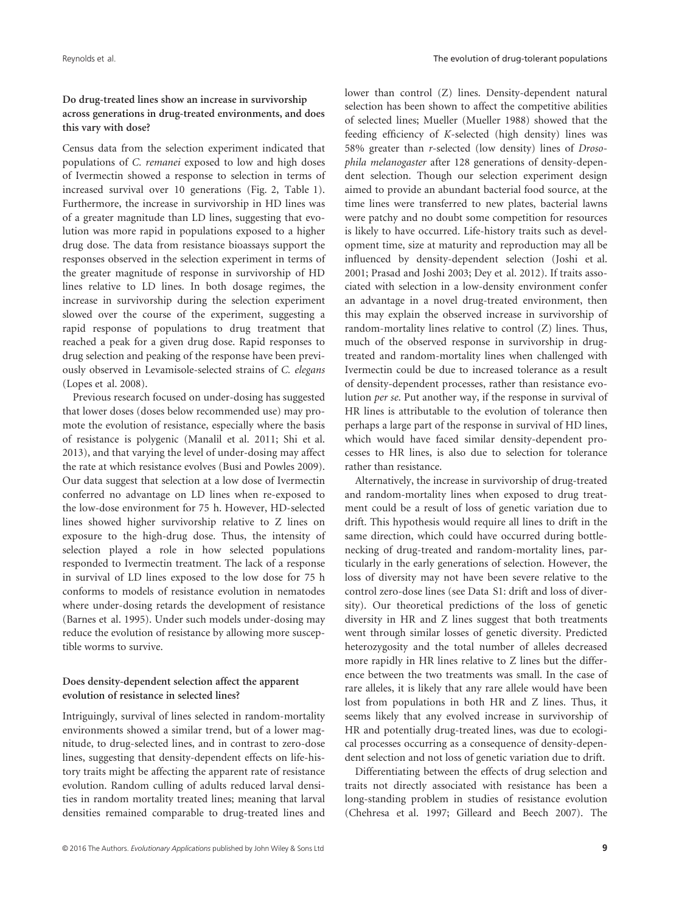### Do drug-treated lines show an increase in survivorship across generations in drug-treated environments, and does this vary with dose?

Census data from the selection experiment indicated that populations of *C. remanei* exposed to low and high doses of Ivermectin showed a response to selection in terms of increased survival over 10 generations (Fig. 2, Table 1). Furthermore, the increase in survivorship in HD lines was of a greater magnitude than LD lines, suggesting that evolution was more rapid in populations exposed to a higher drug dose. The data from resistance bioassays support the responses observed in the selection experiment in terms of the greater magnitude of response in survivorship of HD lines relative to LD lines. In both dosage regimes, the increase in survivorship during the selection experiment slowed over the course of the experiment, suggesting a rapid response of populations to drug treatment that reached a peak for a given drug dose. Rapid responses to drug selection and peaking of the response have been previously observed in Levamisole-selected strains of *C. elegans* (Lopes et al. 2008).

Previous research focused on under-dosing has suggested that lower doses (doses below recommended use) may promote the evolution of resistance, especially where the basis of resistance is polygenic (Manalil et al. 2011; Shi et al. 2013), and that varying the level of under-dosing may affect the rate at which resistance evolves (Busi and Powles 2009). Our data suggest that selection at a low dose of Ivermectin conferred no advantage on LD lines when re-exposed to the low-dose environment for 75 h. However, HD-selected lines showed higher survivorship relative to Z lines on exposure to the high-drug dose. Thus, the intensity of selection played a role in how selected populations responded to Ivermectin treatment. The lack of a response in survival of LD lines exposed to the low dose for 75 h conforms to models of resistance evolution in nematodes where under-dosing retards the development of resistance (Barnes et al. 1995). Under such models under-dosing may reduce the evolution of resistance by allowing more susceptible worms to survive.

### Does density-dependent selection affect the apparent evolution of resistance in selected lines?

Intriguingly, survival of lines selected in random-mortality environments showed a similar trend, but of a lower magnitude, to drug-selected lines, and in contrast to zero-dose lines, suggesting that density-dependent effects on life-history traits might be affecting the apparent rate of resistance evolution. Random culling of adults reduced larval densities in random mortality treated lines; meaning that larval densities remained comparable to drug-treated lines and lower than control (Z) lines. Density-dependent natural selection has been shown to affect the competitive abilities of selected lines; Mueller (Mueller 1988) showed that the feeding efficiency of *K*-selected (high density) lines was 58% greater than *r*-selected (low density) lines of *Drosophila melanogaster* after 128 generations of density-dependent selection. Though our selection experiment design aimed to provide an abundant bacterial food source, at the time lines were transferred to new plates, bacterial lawns were patchy and no doubt some competition for resources is likely to have occurred. Life-history traits such as development time, size at maturity and reproduction may all be influenced by density-dependent selection (Joshi et al. 2001; Prasad and Joshi 2003; Dey et al. 2012). If traits associated with selection in a low-density environment confer an advantage in a novel drug-treated environment, then this may explain the observed increase in survivorship of random-mortality lines relative to control (Z) lines. Thus, much of the observed response in survivorship in drug-treated and random-mortality lines when challenged with Ivermectin could be due to increased tolerance as a result of density-dependent processes, rather than resistance evolution *per se*. Put another way, if the response in survival of HR lines is attributable to the evolution of tolerance then perhaps a large part of the response in survival of HD lines, which would have faced similar density-dependent processes to HR lines, is also due to selection for tolerance rather than resistance.

Alternatively, the increase in survivorship of drug-treated and random-mortality lines when exposed to drug treatment could be a result of loss of genetic variation due to drift. This hypothesis would require all lines to drift in the same direction, which could have occurred during bottlenecking of drug-treated and random-mortality lines, particularly in the early generations of selection. However, the loss of diversity may not have been severe relative to the control zero-dose lines (see Data S1: drift and loss of diversity). Our theoretical predictions of the loss of genetic diversity in HR and Z lines suggest that both treatments went through similar losses of genetic diversity. Predicted heterozygosity and the total number of alleles decreased more rapidly in HR lines relative to Z lines but the difference between the two treatments was small. In the case of rare alleles, it is likely that any rare allele would have been lost from populations in both HR and Z lines. Thus, it seems likely that any evolved increase in survivorship of HR and potentially drug-treated lines, was due to ecological processes occurring as a consequence of density-dependent selection and not loss of genetic variation due to drift.

Differentiating between the effects of drug selection and traits not directly associated with resistance has been a long-standing problem in studies of resistance evolution (Chehresa et al. 1997; Gilleard and Beech 2007). The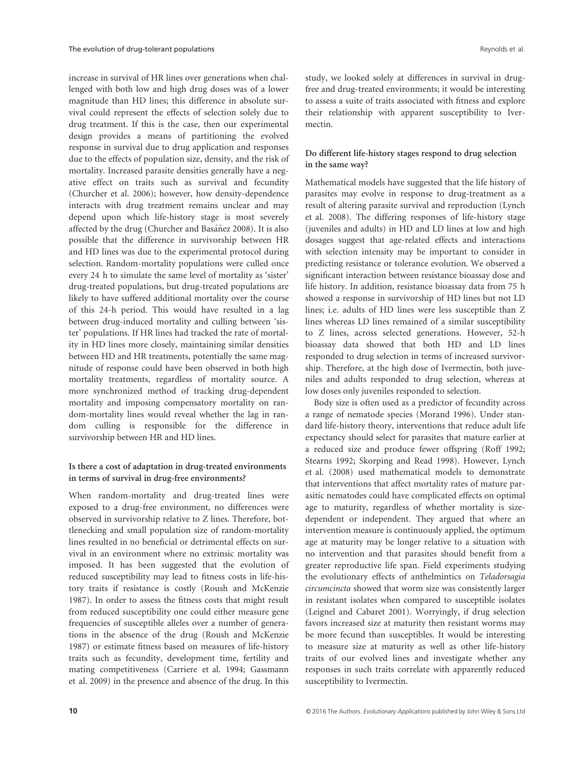increase in survival of HR lines over generations when challenged with both low and high drug doses was of a lower magnitude than HD lines; this difference in absolute survival could represent the effects of selection solely due to drug treatment. If this is the case, then our experimental design provides a means of partitioning the evolved response in survival due to drug application and responses due to the effects of population size, density, and the risk of mortality. Increased parasite densities generally have a negative effect on traits such as survival and fecundity (Churcher et al. 2006); however, how density-dependence interacts with drug treatment remains unclear and may depend upon which life-history stage is most severely affected by the drug (Churcher and Basáñez 2008). It is also possible that the difference in survivorship between HR and HD lines was due to the experimental protocol during selection. Random-mortality populations were culled once every 24 h to simulate the same level of mortality as 'sister' drug-treated populations, but drug-treated populations are likely to have suffered additional mortality over the course of this 24-h period. This would have resulted in a lag between drug-induced mortality and culling between 'sister' populations. If HR lines had tracked the rate of mortality in HD lines more closely, maintaining similar densities between HD and HR treatments, potentially the same magnitude of response could have been observed in both high mortality treatments, regardless of mortality source. A more synchronized method of tracking drug-dependent mortality and imposing compensatory mortality on random-mortality lines would reveal whether the lag in random culling is responsible for the difference in survivorship between HR and HD lines.

### Is there a cost of adaptation in drug-treated environments in terms of survival in drug-free environments?

When random-mortality and drug-treated lines were exposed to a drug-free environment, no differences were observed in survivorship relative to Z lines. Therefore, bottlenecking and small population size of random-mortality lines resulted in no beneficial or detrimental effects on survival in an environment where no extrinsic mortality was imposed. It has been suggested that the evolution of reduced susceptibility may lead to fitness costs in life-history traits if resistance is costly (Roush and McKenzie 1987). In order to assess the fitness costs that might result from reduced susceptibility one could either measure gene frequencies of susceptible alleles over a number of generations in the absence of the drug (Roush and McKenzie 1987) or estimate fitness based on measures of life-history traits such as fecundity, development time, fertility and mating competitiveness (Carriere et al. 1994; Gassmann et al. 2009) in the presence and absence of the drug. In this study, we looked solely at differences in survival in drug-free and drug-treated environments; it would be interesting to assess a suite of traits associated with fitness and explore their relationship with apparent susceptibility to Ivermectin.

### Do different life-history stages respond to drug selection in the same way?

Mathematical models have suggested that the life history of parasites may evolve in response to drug-treatment as a result of altering parasite survival and reproduction (Lynch et al. 2008). The differing responses of life-history stage (juveniles and adults) in HD and LD lines at low and high dosages suggest that age-related effects and interactions with selection intensity may be important to consider in predicting resistance or tolerance evolution. We observed a significant interaction between resistance bioassay dose and life history. In addition, resistance bioassay data from 75 h showed a response in survivorship of HD lines but not LD lines; i.e. adults of HD lines were less susceptible than Z lines whereas LD lines remained of a similar susceptibility to Z lines, across selected generations. However, 52-h bioassay data showed that both HD and LD lines responded to drug selection in terms of increased survivorship. Therefore, at the high dose of Ivermectin, both juveniles and adults responded to drug selection, whereas at low doses only juveniles responded to selection.

Body size is often used as a predictor of fecundity across a range of nematode species (Morand 1996). Under standard life-history theory, interventions that reduce adult life expectancy should select for parasites that mature earlier at a reduced size and produce fewer offspring (Roff 1992; Stearns 1992; Skorping and Read 1998). However, Lynch et al. (2008) used mathematical models to demonstrate that interventions that affect mortality rates of mature parasitic nematodes could have complicated effects on optimal age to maturity, regardless of whether mortality is size-dependent or independent. They argued that where an intervention measure is continuously applied, the optimum age at maturity may be longer relative to a situation with no intervention and that parasites should benefit from a greater reproductive life span. Field experiments studying the evolutionary effects of anthelmintics on *Teladorsagia circumcincta* showed that worm size was consistently larger in resistant isolates when compared to susceptible isolates (Leignel and Cabaret 2001). Worryingly, if drug selection favors increased size at maturity then resistant worms may be more fecund than susceptibles. It would be interesting to measure size at maturity as well as other life-history traits of our evolved lines and investigate whether any responses in such traits correlate with apparently reduced susceptibility to Ivermectin.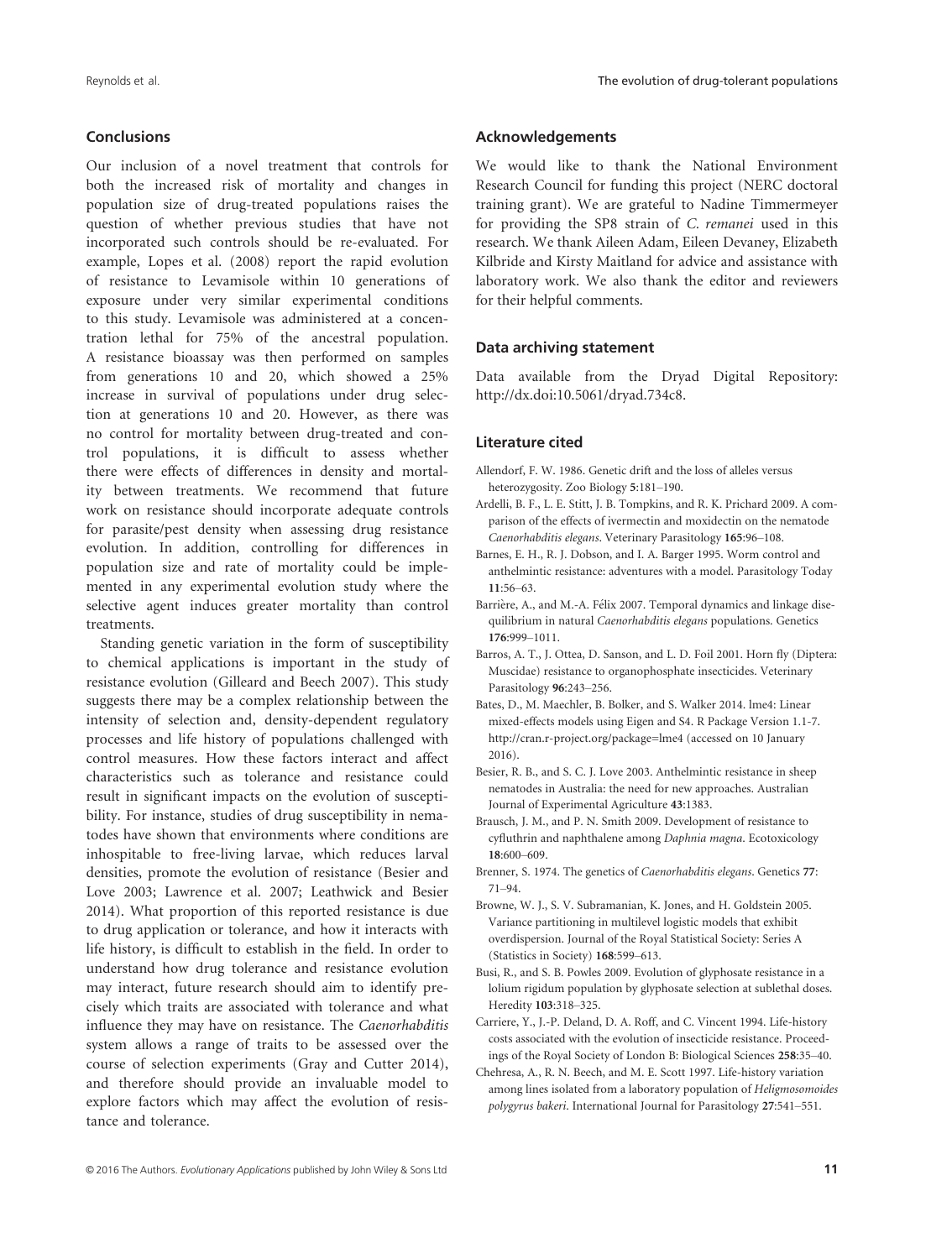## Conclusions

Our inclusion of a novel treatment that controls for both the increased risk of mortality and changes in population size of drug-treated populations raises the question of whether previous studies that have not incorporated such controls should be re-evaluated. For example, Lopes et al. (2008) report the rapid evolution of resistance to Levamisole within 10 generations of exposure under very similar experimental conditions to this study. Levamisole was administered at a concentration lethal for 75% of the ancestral population. A resistance bioassay was then performed on samples from generations 10 and 20, which showed a 25% increase in survival of populations under drug selection at generations 10 and 20. However, as there was no control for mortality between drug-treated and control populations, it is difficult to assess whether there were effects of differences in density and mortality between treatments. We recommend that future work on resistance should incorporate adequate controls for parasite/pest density when assessing drug resistance evolution. In addition, controlling for differences in population size and rate of mortality could be implemented in any experimental evolution study where the selective agent induces greater mortality than control treatments.

Standing genetic variation in the form of susceptibility to chemical applications is important in the study of resistance evolution (Gilleard and Beech 2007). This study suggests there may be a complex relationship between the intensity of selection and, density-dependent regulatory processes and life history of populations challenged with control measures. How these factors interact and affect characteristics such as tolerance and resistance could result in significant impacts on the evolution of susceptibility. For instance, studies of drug susceptibility in nematodes have shown that environments where conditions are inhospitable to free-living larvae, which reduces larval densities, promote the evolution of resistance (Besier and Love 2003; Lawrence et al. 2007; Leathwick and Besier 2014). What proportion of this reported resistance is due to drug application or tolerance, and how it interacts with life history, is difficult to establish in the field. In order to understand how drug tolerance and resistance evolution may interact, future research should aim to identify precisely which traits are associated with tolerance and what influence they may have on resistance. The *Caenorhabditis* system allows a range of traits to be assessed over the course of selection experiments (Gray and Cutter 2014), and therefore should provide an invaluable model to explore factors which may affect the evolution of resistance and tolerance.

## Acknowledgements

We would like to thank the National Environment Research Council for funding this project (NERC doctoral training grant). We are grateful to Nadine Timmermeyer for providing the SP8 strain of *C. remanei* used in this research. We thank Aileen Adam, Eileen Devaney, Elizabeth Kilbride and Kirsty Maitland for advice and assistance with laboratory work. We also thank the editor and reviewers for their helpful comments.

## Data archiving statement

Data available from the Dryad Digital Repository: http://dx.doi:10.5061/dryad.734c8.

## Literature cited

Allendorf, F. W. 1986. Genetic drift and the loss of alleles versus heterozygosity. Zoo Biology **5**:181–190.

Ardelli, B. F., L. E. Stitt, J. B. Tompkins, and R. K. Prichard 2009. A comparison of the effects of ivermectin and moxidectin on the nematode *Caenorhabditis elegans*. Veterinary Parasitology **165**:96–108.

Barnes, E. H., R. J. Dobson, and I. A. Barger 1995. Worm control and anthelmintic resistance: adventures with a model. Parasitology Today **11**:56–63.

Barrière, A., and M.-A. Félix 2007. Temporal dynamics and linkage disequilibrium in natural *Caenorhabditis elegans* populations. Genetics **176**:999–1011.

Barros, A. T., J. Ottea, D. Sanson, and L. D. Foil 2001. Horn fly (Diptera: Muscidae) resistance to organophosphate insecticides. Veterinary Parasitology **96**:243–256.

Bates, D., M. Maechler, B. Bolker, and S. Walker 2014. lme4: Linear mixed-effects models using Eigen and S4. R Package Version 1.1-7. http://cran.r-project.org/package=lme4 (accessed on 10 January 2016).

Besier, R. B., and S. C. J. Love 2003. Anthelmintic resistance in sheep nematodes in Australia: the need for new approaches. Australian Journal of Experimental Agriculture **43**:1383.

Brausch, J. M., and P. N. Smith 2009. Development of resistance to cyfluthrin and naphthalene among *Daphnia magna*. Ecotoxicology **18**:600–609.

Brenner, S. 1974. The genetics of *Caenorhabditis elegans*. Genetics **77**: 71–94.

Browne, W. J., S. V. Subramanian, K. Jones, and H. Goldstein 2005. Variance partitioning in multilevel logistic models that exhibit overdispersion. Journal of the Royal Statistical Society: Series A (Statistics in Society) **168**:599–613.

Busi, R., and S. B. Powles 2009. Evolution of glyphosate resistance in a lolium rigidum population by glyphosate selection at sublethal doses. Heredity **103**:318–325.

Carriere, Y., J.-P. Deland, D. A. Roff, and C. Vincent 1994. Life-history costs associated with the evolution of insecticide resistance. Proceedings of the Royal Society of London B: Biological Sciences **258**:35–40.

Chehresa, A., R. N. Beech, and M. E. Scott 1997. Life-history variation among lines isolated from a laboratory population of *Heligmosomoides polygyrus bakeri*. International Journal for Parasitology **27**:541–551.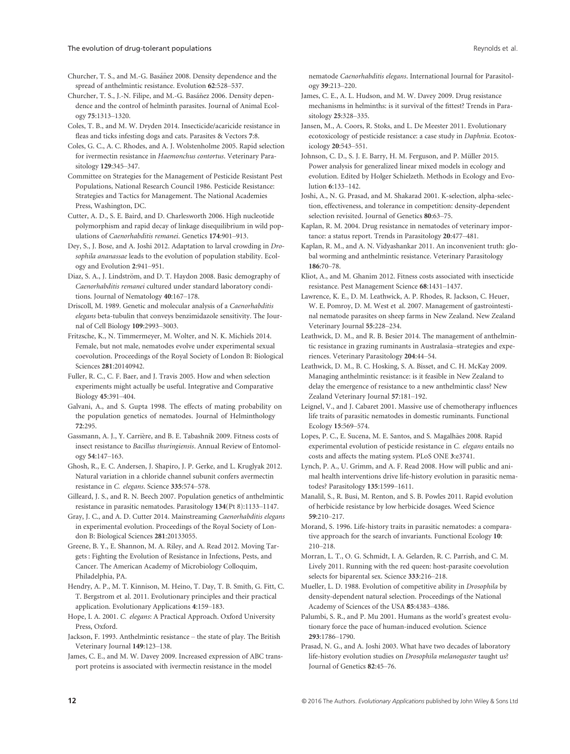Churcher, T. S., and M.-G. Basáñez 2008. Density dependence and the spread of anthelmintic resistance. Evolution **62**:528–537.

Churcher, T. S., J.-N. Filipe, and M.-G. Basáñez 2006. Density dependence and the control of helminth parasites. Journal of Animal Ecology **75**:1313–1320.

Coles, T. B., and M. W. Dryden 2014. Insecticide/acaricide resistance in fleas and ticks infesting dogs and cats. Parasites & Vectors **7**:8.

Coles, G. C., A. C. Rhodes, and A. J. Wolstenholme 2005. Rapid selection for ivermectin resistance in *Haemonchus contortus*. Veterinary Parasitology **129**:345–347.

Committee on Strategies for the Management of Pesticide Resistant Pest Populations, National Research Council 1986. Pesticide Resistance: Strategies and Tactics for Management. The National Academies Press, Washington, DC.

Cutter, A. D., S. E. Baird, and D. Charlesworth 2006. High nucleotide polymorphism and rapid decay of linkage disequilibrium in wild populations of *Caenorhabditis remanei*. Genetics **174**:901–913.

Dey, S., J. Bose, and A. Joshi 2012. Adaptation to larval crowding in *Drosophila ananassae* leads to the evolution of population stability. Ecology and Evolution **2**:941–951.

Diaz, S. A., J. Lindström, and D. T. Haydon 2008. Basic demography of *Caenorhabditis remanei* cultured under standard laboratory conditions. Journal of Nematology **40**:167–178.

Driscoll, M. 1989. Genetic and molecular analysis of a *Caenorhabditis elegans* beta-tubulin that conveys benzimidazole sensitivity. The Journal of Cell Biology **109**:2993–3003.

Fritzsche, K., N. Timmermeyer, M. Wolter, and N. K. Michiels 2014. Female, but not male, nematodes evolve under experimental sexual coevolution. Proceedings of the Royal Society of London B: Biological Sciences **281**:20140942.

Fuller, R. C., C. F. Baer, and J. Travis 2005. How and when selection experiments might actually be useful. Integrative and Comparative Biology **45**:391–404.

Galvani, A., and S. Gupta 1998. The effects of mating probability on the population genetics of nematodes. Journal of Helminthology **72**:295.

Gassmann, A. J., Y. Carrière, and B. E. Tabashnik 2009. Fitness costs of insect resistance to *Bacillus thuringiensis*. Annual Review of Entomology **54**:147–163.

Ghosh, R., E. C. Andersen, J. Shapiro, J. P. Gerke, and L. Kruglyak 2012. Natural variation in a chloride channel subunit confers avermectin resistance in *C. elegans*. Science **335**:574–578.

Gilleard, J. S., and R. N. Beech 2007. Population genetics of anthelmintic resistance in parasitic nematodes. Parasitology **134**(Pt 8):1133–1147.

Gray, J. C., and A. D. Cutter 2014. Mainstreaming *Caenorhabditis elegans* in experimental evolution. Proceedings of the Royal Society of London B: Biological Sciences **281**:20133055.

Greene, B. Y., E. Shannon, M. A. Riley, and A. Read 2012. Moving Targets : Fighting the Evolution of Resistance in Infections, Pests, and Cancer. The American Academy of Microbiology Colloquim, Philadelphia, PA.

Hendry, A. P., M. T. Kinnison, M. Heino, T. Day, T. B. Smith, G. Fitt, C. T. Bergstrom et al. 2011. Evolutionary principles and their practical application. Evolutionary Applications **4**:159–183.

Hope, I. A. 2001. *C. elegans*: A Practical Approach. Oxford University Press, Oxford.

Jackson, F. 1993. Anthelmintic resistance – the state of play. The British Veterinary Journal **149**:123–138.

James, C. E., and M. W. Davey 2009. Increased expression of ABC transport proteins is associated with ivermectin resistance in the model nematode *Caenorhabditis elegans*. International Journal for Parasitology **39**:213–220.

James, C. E., A. L. Hudson, and M. W. Davey 2009. Drug resistance mechanisms in helminths: is it survival of the fittest? Trends in Parasitology **25**:328–335.

Jansen, M., A. Coors, R. Stoks, and L. De Meester 2011. Evolutionary ecotoxicology of pesticide resistance: a case study in *Daphnia*. Ecotoxicology **20**:543–551.

Johnson, C. D., S. J. E. Barry, H. M. Ferguson, and P. Müller 2015. Power analysis for generalized linear mixed models in ecology and evolution. Edited by Holger Schielzeth. Methods in Ecology and Evolution **6**:133–142.

Joshi, A., N. G. Prasad, and M. Shakarad 2001. K-selection, alpha-selection, effectiveness, and tolerance in competition: density-dependent selection revisited. Journal of Genetics **80**:63–75.

Kaplan, R. M. 2004. Drug resistance in nematodes of veterinary importance: a status report. Trends in Parasitology **20**:477–481.

Kaplan, R. M., and A. N. Vidyashankar 2011. An inconvenient truth: global worming and anthelmintic resistance. Veterinary Parasitology **186**:70–78.

Kliot, A., and M. Ghanim 2012. Fitness costs associated with insecticide resistance. Pest Management Science **68**:1431–1437.

Lawrence, K. E., D. M. Leathwick, A. P. Rhodes, R. Jackson, C. Heuer, W. E. Pomroy, D. M. West et al. 2007. Management of gastrointestinal nematode parasites on sheep farms in New Zealand. New Zealand Veterinary Journal **55**:228–234.

Leathwick, D. M., and R. B. Besier 2014. The management of anthelmintic resistance in grazing ruminants in Australasia–strategies and experiences. Veterinary Parasitology **204**:44–54.

Leathwick, D. M., B. C. Hosking, S. A. Bisset, and C. H. McKay 2009. Managing anthelmintic resistance: is it feasible in New Zealand to delay the emergence of resistance to a new anthelmintic class? New Zealand Veterinary Journal **57**:181–192.

Leignel, V., and J. Cabaret 2001. Massive use of chemotherapy influences life traits of parasitic nematodes in domestic ruminants. Functional Ecology **15**:569–574.

Lopes, P. C., E. Sucena, M. E. Santos, and S. Magalhães 2008. Rapid experimental evolution of pesticide resistance in *C. elegans* entails no costs and affects the mating system. PLoS ONE **3**:e3741.

Lynch, P. A., U. Grimm, and A. F. Read 2008. How will public and animal health interventions drive life-history evolution in parasitic nematodes? Parasitology **135**:1599–1611.

Manalil, S., R. Busi, M. Renton, and S. B. Powles 2011. Rapid evolution of herbicide resistance by low herbicide dosages. Weed Science **59**:210–217.

Morand, S. 1996. Life-history traits in parasitic nematodes: a comparative approach for the search of invariants. Functional Ecology **10**: 210–218.

Morran, L. T., O. G. Schmidt, I. A. Gelarden, R. C. Parrish, and C. M. Lively 2011. Running with the red queen: host-parasite coevolution selects for biparental sex. Science **333**:216–218.

Mueller, L. D. 1988. Evolution of competitive ability in *Drosophila* by density-dependent natural selection. Proceedings of the National Academy of Sciences of the USA **85**:4383–4386.

Palumbi, S. R., and P. Mu 2001. Humans as the world's greatest evolutionary force the pace of human-induced evolution. Science **293**:1786–1790.

Prasad, N. G., and A. Joshi 2003. What have two decades of laboratory life-history evolution studies on *Drosophila melanogaster* taught us? Journal of Genetics **82**:45–76.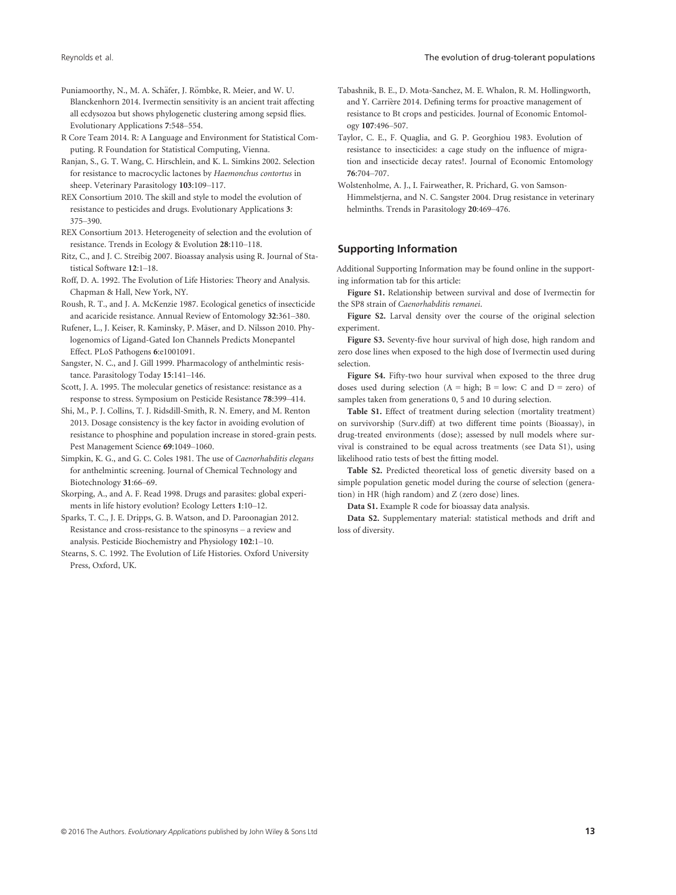Puniamoorthy, N., M. A. Schäfer, J. Römbke, R. Meier, and W. U. Blanckenhorn 2014. Ivermectin sensitivity is an ancient trait affecting all ecdysozoa but shows phylogenetic clustering among sepsid flies. Evolutionary Applications **7**:548–554.

R Core Team 2014. R: A Language and Environment for Statistical Computing. R Foundation for Statistical Computing, Vienna.

Ranjan, S., G. T. Wang, C. Hirschlein, and K. L. Simkins 2002. Selection for resistance to macrocyclic lactones by *Haemonchus contortus* in sheep. Veterinary Parasitology **103**:109–117.

REX Consortium 2010. The skill and style to model the evolution of resistance to pesticides and drugs. Evolutionary Applications **3**: 375–390.

REX Consortium 2013. Heterogeneity of selection and the evolution of resistance. Trends in Ecology & Evolution **28**:110–118.

Ritz, C., and J. C. Streibig 2007. Bioassay analysis using R. Journal of Statistical Software **12**:1–18.

Roff, D. A. 1992. The Evolution of Life Histories: Theory and Analysis. Chapman & Hall, New York, NY.

Roush, R. T., and J. A. McKenzie 1987. Ecological genetics of insecticide and acaricide resistance. Annual Review of Entomology **32**:361–380.

Rufener, L., J. Keiser, R. Kaminsky, P. Mäser, and D. Nilsson 2010. Phylogenomics of Ligand-Gated Ion Channels Predicts Monepantel Effect. PLoS Pathogens **6**:e1001091.

Sangster, N. C., and J. Gill 1999. Pharmacology of anthelmintic resistance. Parasitology Today **15**:141–146.

Scott, J. A. 1995. The molecular genetics of resistance: resistance as a response to stress. Symposium on Pesticide Resistance **78**:399–414.

Shi, M., P. J. Collins, T. J. Ridsdill-Smith, R. N. Emery, and M. Renton 2013. Dosage consistency is the key factor in avoiding evolution of resistance to phosphine and population increase in stored-grain pests. Pest Management Science **69**:1049–1060.

Simpkin, K. G., and G. C. Coles 1981. The use of *Caenorhabditis elegans* for anthelmintic screening. Journal of Chemical Technology and Biotechnology **31**:66–69.

Skorping, A., and A. F. Read 1998. Drugs and parasites: global experiments in life history evolution? Ecology Letters **1**:10–12.

Sparks, T. C., J. E. Dripps, G. B. Watson, and D. Paroonagian 2012. Resistance and cross-resistance to the spinosyns – a review and analysis. Pesticide Biochemistry and Physiology **102**:1–10.

Stearns, S. C. 1992. The Evolution of Life Histories. Oxford University Press, Oxford, UK.

Tabashnik, B. E., D. Mota-Sanchez, M. E. Whalon, R. M. Hollingworth, and Y. Carrière 2014. Defining terms for proactive management of resistance to Bt crops and pesticides. Journal of Economic Entomology **107**:496–507.

Taylor, C. E., F. Quaglia, and G. P. Georghiou 1983. Evolution of resistance to insecticides: a cage study on the influence of migration and insecticide decay rates!. Journal of Economic Entomology **76**:704–707.

Wolstenholme, A. J., I. Fairweather, R. Prichard, G. von Samson-Himmelstjerna, and N. C. Sangster 2004. Drug resistance in veterinary helminths. Trends in Parasitology **20**:469–476.

## Supporting Information

Additional Supporting Information may be found online in the supporting information tab for this article:

**Figure S1.** Relationship between survival and dose of Ivermectin for the SP8 strain of *Caenorhabditis remanei*.

**Figure S2.** Larval density over the course of the original selection experiment.

**Figure S3.** Seventy-five hour survival of high dose, high random and zero dose lines when exposed to the high dose of Ivermectin used during selection.

**Figure S4.** Fifty-two hour survival when exposed to the three drug doses used during selection (A = high; B = low: C and D = zero) of samples taken from generations 0, 5 and 10 during selection.

**Table S1.** Effect of treatment during selection (mortality treatment) on survivorship (Surv.diff) at two different time points (Bioassay), in drug-treated environments (dose); assessed by null models where survival is constrained to be equal across treatments (see Data S1), using likelihood ratio tests of best the fitting model.

**Table S2.** Predicted theoretical loss of genetic diversity based on a simple population genetic model during the course of selection (generation) in HR (high random) and Z (zero dose) lines.

**Data S1.** Example R code for bioassay data analysis.

**Data S2.** Supplementary material: statistical methods and drift and loss of diversity.